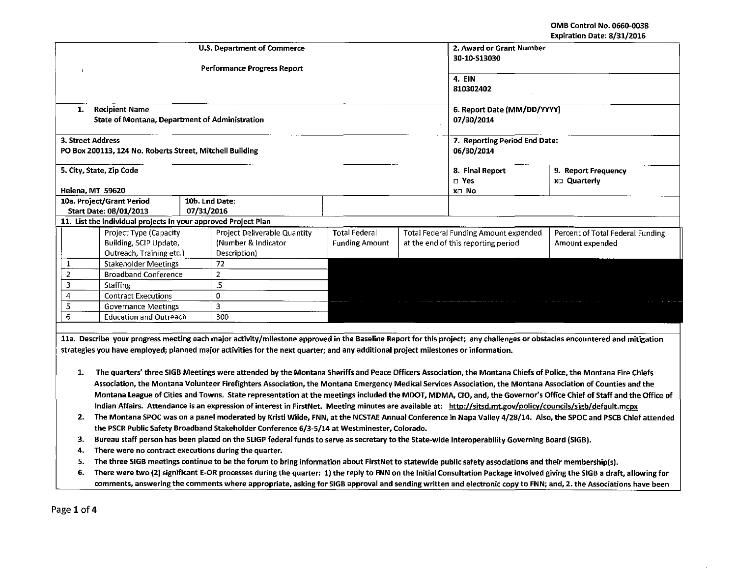OMB Control No. 0660-0038
Expiration Date: 8/31/2016

| U.S. Department of Commerce<br><br>Performance Progress Report | 2. Award or Grant Number<br>30-10-S13030 | |
|---|---|---|
| | 4. EIN<br>810302402 | |
| 1. Recipient Name<br>State of Montana, Department of Administration | 6. Report Date (MM/DD/YYYY)<br>07/30/2014 | |
| 3. Street Address<br>PO Box 200113, 124 No. Roberts Street, Mitchell Building | 7. Reporting Period End Date:<br>06/30/2014 | |
| 5. City, State, Zip Code<br><br>Helena, MT 59620 | 8. Final Report<br>□ Yes<br>x□ No | 9. Report Frequency<br>x□ Quarterly |
| 10a. Project/Grant Period Start Date: 08/01/2013 — 10b. End Date: 07/31/2016 | | |

**11. List the individual projects in your approved Project Plan**

| | Project Type (Capacity Building, SCIP Update, Outreach, Training etc.) | Project Deliverable Quantity (Number & Indicator Description) | Total Federal Funding Amount | Total Federal Funding Amount expended at the end of this reporting period | Percent of Total Federal Funding Amount expended |
|---|---|---|---|---|---|
| 1 | Stakeholder Meetings | 72 | | | |
| 2 | Broadband Conference | 2 | | | |
| 3 | Staffing | .5 | | | |
| 4 | Contract Executions | 0 | | | |
| 5 | Governance Meetings | 3 | | | |
| 6 | Education and Outreach | 300 | | | |

**11a. Describe your progress meeting each major activity/milestone approved in the Baseline Report for this project; any challenges or obstacles encountered and mitigation strategies you have employed; planned major activities for the next quarter; and any additional project milestones or information.**

1. The quarters' three SIGB Meetings were attended by the Montana Sheriffs and Peace Officers Association, the Montana Chiefs of Police, the Montana Fire Chiefs Association, the Montana Volunteer Firefighters Association, the Montana Emergency Medical Services Association, the Montana Association of Counties and the Montana League of Cities and Towns. State representation at the meetings included the MDOT, MDMA, CIO, and, the Governor's Office Chief of Staff and the Office of Indian Affairs. Attendance is an expression of interest in FirstNet. Meeting minutes are available at: http://sitsd.mt.gov/policy/councils/sigb/default.mcpx
2. The Montana SPOC was on a panel moderated by Kristi Wilde, FNN, at the NCSTAE Annual Conference in Napa Valley 4/28/14. Also, the SPOC and PSCB Chief attended the PSCR Public Safety Broadband Stakeholder Conference 6/3-5/14 at Westminester, Colorado.
3. Bureau staff person has been placed on the SLIGP federal funds to serve as secretary to the State-wide Interoperability Governing Board (SIGB).
4. There were no contract executions during the quarter.
5. The three SIGB meetings continue to be the forum to bring information about FirstNet to statewide public safety associations and their membership(s).
6. There were two (2) significant E-OR processes during the quarter: 1) the reply to FNN on the Initial Consultation Package involved giving the SIGB a draft, allowing for comments, answering the comments where appropriate, asking for SIGB approval and sending written and electronic copy to FNN; and, 2. the Associations have been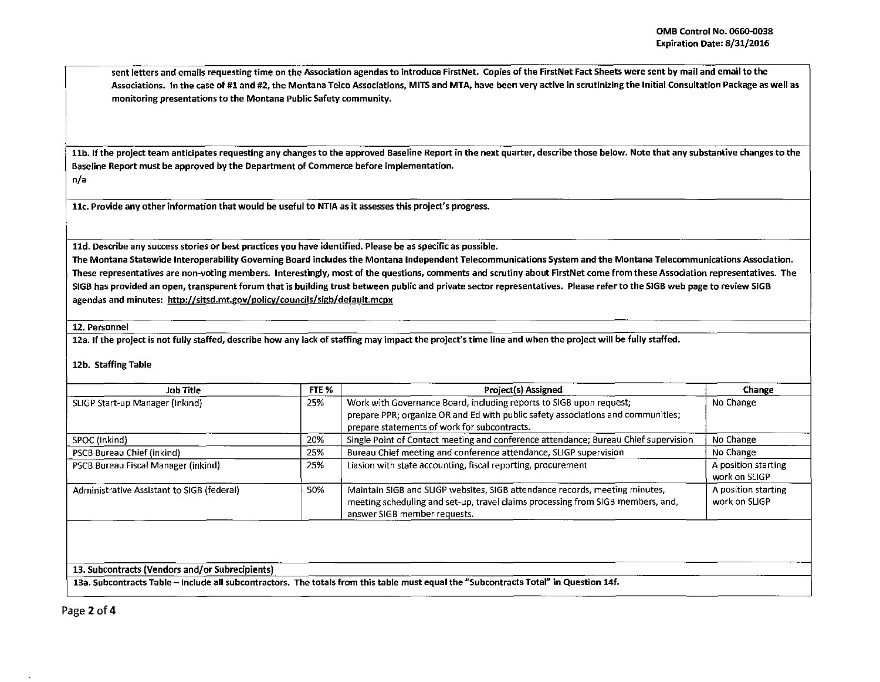sent letters and emails requesting time on the Association agendas to introduce FirstNet. Copies of the FirstNet Fact Sheets were sent by mail and email to the Associations. In the case of #1 and #2, the Montana Telco Associations, MITS and MTA, have been very active in scrutinizing the Initial Consultation Package as well as monitoring presentations to the Montana Public Safety community.

**11b. If the project team anticipates requesting any changes to the approved Baseline Report in the next quarter, describe those below. Note that any substantive changes to the Baseline Report must be approved by the Department of Commerce before implementation.**

n/a

**11c. Provide any other information that would be useful to NTIA as it assesses this project's progress.**

**11d. Describe any success stories or best practices you have identified. Please be as specific as possible.**

The Montana Statewide Interoperability Governing Board includes the Montana Independent Telecommunications System and the Montana Telecommunications Association. These representatives are non-voting members. Interestingly, most of the questions, comments and scrutiny about FirstNet come from these Association representatives. The SIGB has provided an open, transparent forum that is building trust between public and private sector representatives. Please refer to the SIGB web page to review SIGB agendas and minutes: http://sitsd.mt.gov/policy/councils/sigb/default.mcpx

## 12. Personnel

**12a. If the project is not fully staffed, describe how any lack of staffing may impact the project's time line and when the project will be fully staffed.**

**12b. Staffing Table**

| Job Title | FTE % | Project(s) Assigned | Change |
|---|---|---|---|
| SLIGP Start-up Manager (Inkind) | 25% | Work with Governance Board, including reports to SIGB upon request; prepare PPR; organize OR and Ed with public safety associations and communities; prepare statements of work for subcontracts. | No Change |
| SPOC (Inkind) | 20% | Single Point of Contact meeting and conference attendance; Bureau Chief supervision | No Change |
| PSCB Bureau Chief (inkind) | 25% | Bureau Chief meeting and conference attendance, SLIGP supervision | No Change |
| PSCB Bureau Fiscal Manager (inkind) | 25% | Liasion with state accounting, fiscal reporting, procurement | A position starting work on SLIGP |
| Administrative Assistant to SIGB (federal) | 50% | Maintain SIGB and SLIGP websites, SIGB attendance records, meeting minutes, meeting scheduling and set-up, travel claims processing from SIGB members, and, answer SIGB member requests. | A position starting work on SLIGP |

## 13. Subcontracts (Vendors and/or Subrecipients)

**13a. Subcontracts Table – Include all subcontractors. The totals from this table must equal the "Subcontracts Total" in Question 14f.**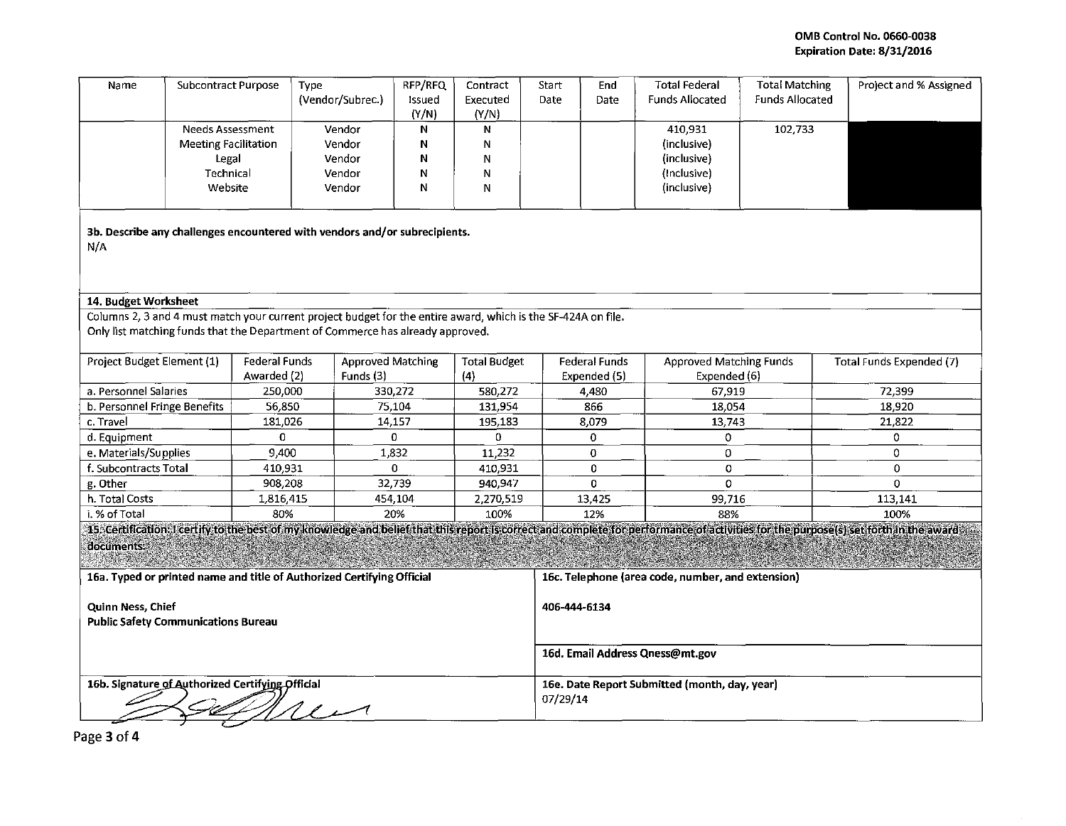OMB Control No. 0660-0038
Expiration Date: 8/31/2016

| Name | Subcontract Purpose | Type (Vendor/Subrec.) | RFP/RFQ Issued (Y/N) | Contract Executed (Y/N) | Start Date | End Date | Total Federal Funds Allocated | Total Matching Funds Allocated | Project and % Assigned |
|---|---|---|---|---|---|---|---|---|---|
| | Needs Assessment | Vendor | N | N | | | 410,931 | 102,733 | |
| | Meeting Facilitation | Vendor | N | N | | | (inclusive) | | |
| | Legal | Vendor | N | N | | | (inclusive) | | |
| | Technical | Vendor | N | N | | | (inclusive) | | |
| | Website | Vendor | N | N | | | (inclusive) | | |

**3b. Describe any challenges encountered with vendors and/or subrecipients.**

N/A

**14. Budget Worksheet**

Columns 2, 3 and 4 must match your current project budget for the entire award, which is the SF-424A on file.
Only list matching funds that the Department of Commerce has already approved.

| Project Budget Element (1) | Federal Funds Awarded (2) | Approved Matching Funds (3) | Total Budget (4) | Federal Funds Expended (5) | Approved Matching Funds Expended (6) | Total Funds Expended (7) |
|---|---|---|---|---|---|---|
| a. Personnel Salaries | 250,000 | 330,272 | 580,272 | 4,480 | 67,919 | 72,399 |
| b. Personnel Fringe Benefits | 56,850 | 75,104 | 131,954 | 866 | 18,054 | 18,920 |
| c. Travel | 181,026 | 14,157 | 195,183 | 8,079 | 13,743 | 21,822 |
| d. Equipment | 0 | 0 | 0 | 0 | 0 | 0 |
| e. Materials/Supplies | 9,400 | 1,832 | 11,232 | 0 | 0 | 0 |
| f. Subcontracts Total | 410,931 | 0 | 410,931 | 0 | 0 | 0 |
| g. Other | 908,208 | 32,739 | 940,947 | 0 | 0 | 0 |
| h. Total Costs | 1,816,415 | 454,104 | 2,270,519 | 13,425 | 99,716 | 113,141 |
| i. % of Total | 80% | 20% | 100% | 12% | 88% | 100% |

**15. Certification: I certify to the best of my knowledge and belief that this report is correct and complete for performance of activities for the purpose(s) set forth in the award documents.**

| **16a. Typed or printed name and title of Authorized Certifying Official** | **16c. Telephone (area code, number, and extension)** |
|---|---|
| **Quinn Ness, Chief**<br>**Public Safety Communications Bureau** | **406-444-6134** |
| | **16d. Email Address Qness@mt.gov** |
| **16b. Signature of Authorized Certifying Official** | **16e. Date Report Submitted (month, day, year)**<br>07/29/14 |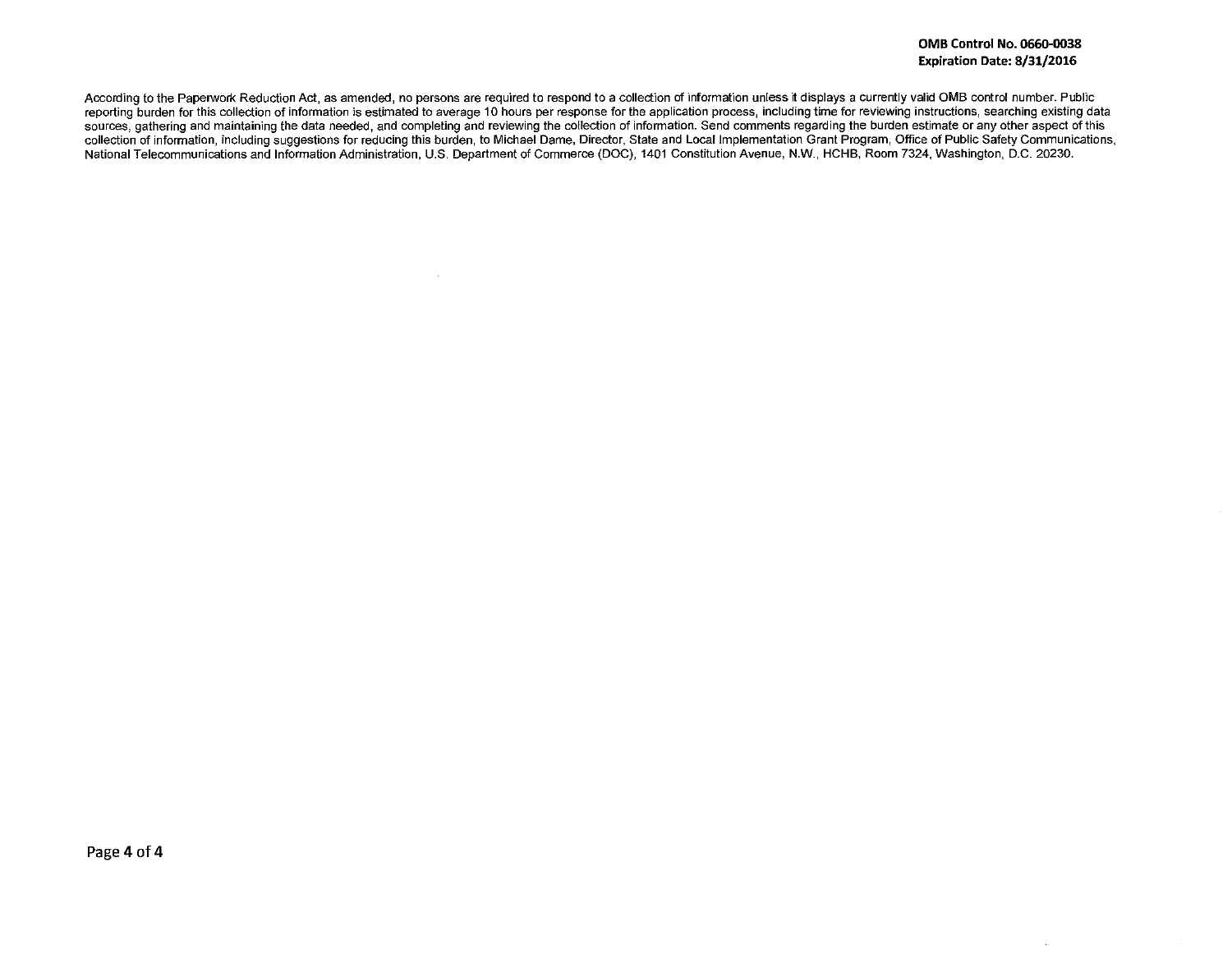**OMB Control No. 0660-0038**
**Expiration Date: 8/31/2016**

According to the Paperwork Reduction Act, as amended, no persons are required to respond to a collection of information unless it displays a currently valid OMB control number. Public reporting burden for this collection of information is estimated to average 10 hours per response for the application process, including time for reviewing instructions, searching existing data sources, gathering and maintaining the data needed, and completing and reviewing the collection of information. Send comments regarding the burden estimate or any other aspect of this collection of information, including suggestions for reducing this burden, to Michael Dame, Director, State and Local Implementation Grant Program, Office of Public Safety Communications, National Telecommunications and Information Administration, U.S. Department of Commerce (DOC), 1401 Constitution Avenue, N.W., HCHB, Room 7324, Washington, D.C. 20230.